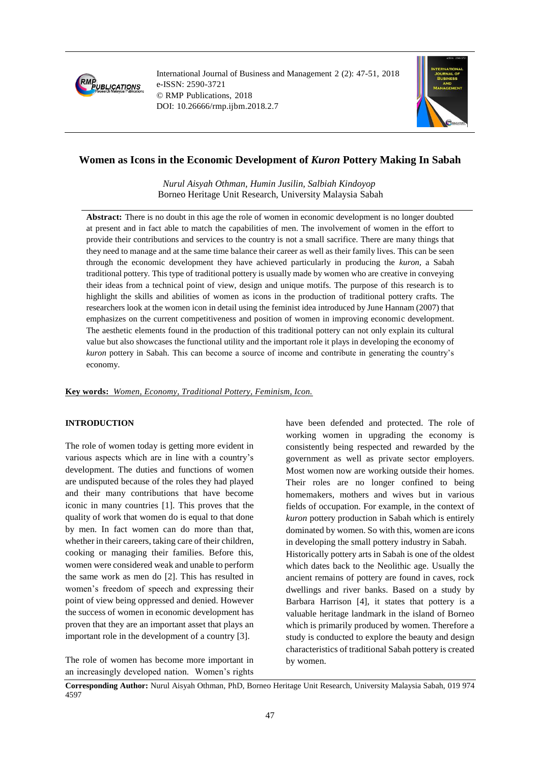# Women as Icons in the Economic Development of *Kuron* Pottery Making In Sabah

*Nurul Aisyah Othman, Humin Jusilin, Salbiah Kindoyop*
Borneo Heritage Unit Research, University Malaysia Sabah

**Abstract:** There is no doubt in this age the role of women in economic development is no longer doubted at present and in fact able to match the capabilities of men. The involvement of women in the effort to provide their contributions and services to the country is not a small sacrifice. There are many things that they need to manage and at the same time balance their career as well as their family lives. This can be seen through the economic development they have achieved particularly in producing the *kuron*, a Sabah traditional pottery. This type of traditional pottery is usually made by women who are creative in conveying their ideas from a technical point of view, design and unique motifs. The purpose of this research is to highlight the skills and abilities of women as icons in the production of traditional pottery crafts. The researchers look at the women icon in detail using the feminist idea introduced by June Hannam (2007) that emphasizes on the current competitiveness and position of women in improving economic development. The aesthetic elements found in the production of this traditional pottery can not only explain its cultural value but also showcases the functional utility and the important role it plays in developing the economy of *kuron* pottery in Sabah. This can become a source of income and contribute in generating the country's economy.

**Key words:** *Women, Economy, Traditional Pottery, Feminism, Icon.*

## INTRODUCTION

The role of women today is getting more evident in various aspects which are in line with a country's development. The duties and functions of women are undisputed because of the roles they had played and their many contributions that have become iconic in many countries [1]. This proves that the quality of work that women do is equal to that done by men. In fact women can do more than that, whether in their careers, taking care of their children, cooking or managing their families. Before this, women were considered weak and unable to perform the same work as men do [2]. This has resulted in women's freedom of speech and expressing their point of view being oppressed and denied. However the success of women in economic development has proven that they are an important asset that plays an important role in the development of a country [3].

The role of women has become more important in an increasingly developed nation. Women's rights have been defended and protected. The role of working women in upgrading the economy is consistently being respected and rewarded by the government as well as private sector employers. Most women now are working outside their homes. Their roles are no longer confined to being homemakers, mothers and wives but in various fields of occupation. For example, in the context of *kuron* pottery production in Sabah which is entirely dominated by women. So with this, women are icons in developing the small pottery industry in Sabah.

Historically pottery arts in Sabah is one of the oldest which dates back to the Neolithic age. Usually the ancient remains of pottery are found in caves, rock dwellings and river banks. Based on a study by Barbara Harrison [4], it states that pottery is a valuable heritage landmark in the island of Borneo which is primarily produced by women. Therefore a study is conducted to explore the beauty and design characteristics of traditional Sabah pottery is created by women.

**Corresponding Author:** Nurul Aisyah Othman, PhD, Borneo Heritage Unit Research, University Malaysia Sabah, 019 974 4597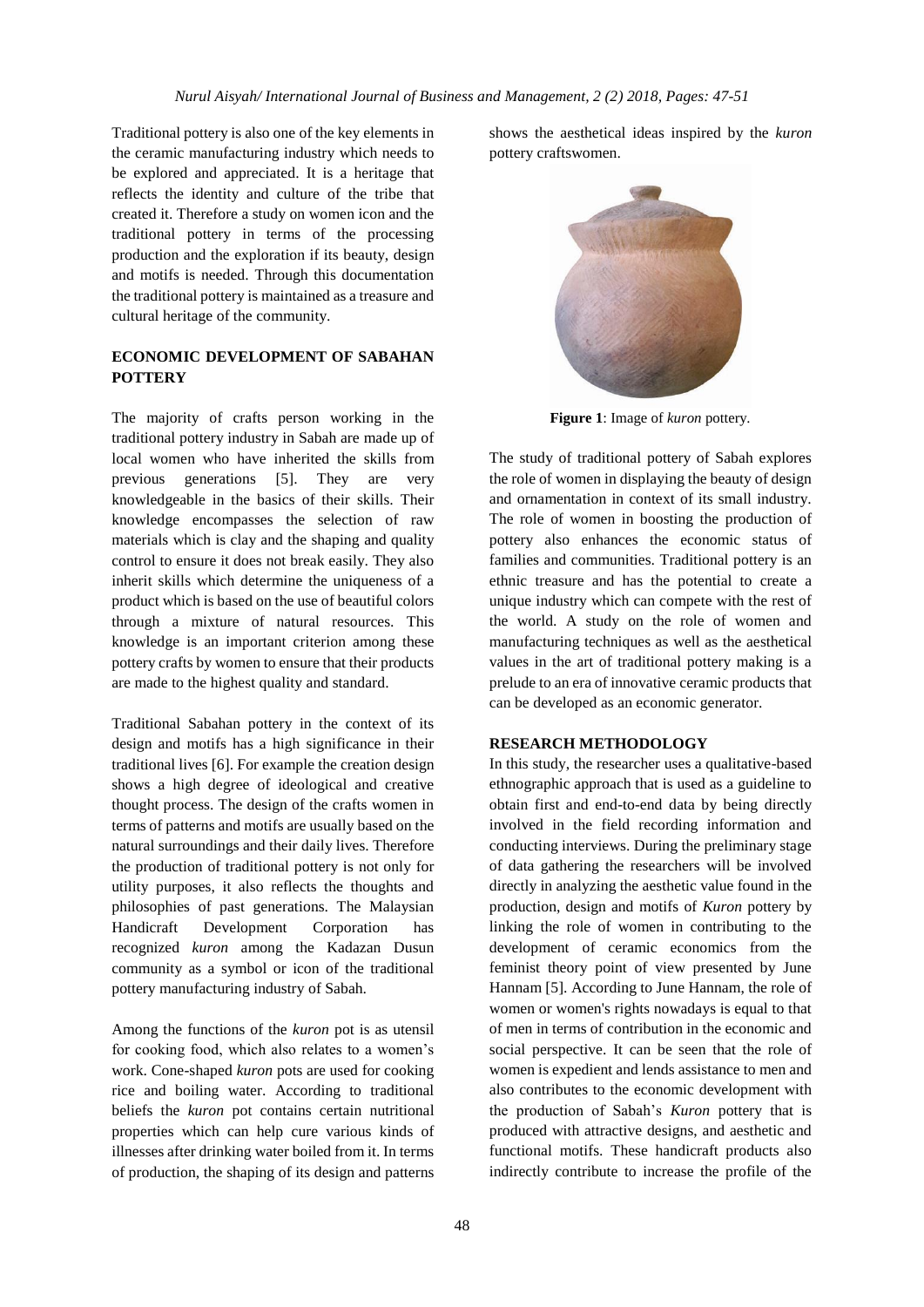Traditional pottery is also one of the key elements in the ceramic manufacturing industry which needs to be explored and appreciated. It is a heritage that reflects the identity and culture of the tribe that created it. Therefore a study on women icon and the traditional pottery in terms of the processing production and the exploration if its beauty, design and motifs is needed. Through this documentation the traditional pottery is maintained as a treasure and cultural heritage of the community.

## ECONOMIC DEVELOPMENT OF SABAHAN POTTERY

The majority of crafts person working in the traditional pottery industry in Sabah are made up of local women who have inherited the skills from previous generations [5]. They are very knowledgeable in the basics of their skills. Their knowledge encompasses the selection of raw materials which is clay and the shaping and quality control to ensure it does not break easily. They also inherit skills which determine the uniqueness of a product which is based on the use of beautiful colors through a mixture of natural resources. This knowledge is an important criterion among these pottery crafts by women to ensure that their products are made to the highest quality and standard.

Traditional Sabahan pottery in the context of its design and motifs has a high significance in their traditional lives [6]. For example the creation design shows a high degree of ideological and creative thought process. The design of the crafts women in terms of patterns and motifs are usually based on the natural surroundings and their daily lives. Therefore the production of traditional pottery is not only for utility purposes, it also reflects the thoughts and philosophies of past generations. The Malaysian Handicraft Development Corporation has recognized *kuron* among the Kadazan Dusun community as a symbol or icon of the traditional pottery manufacturing industry of Sabah.

Among the functions of the *kuron* pot is as utensil for cooking food, which also relates to a women's work. Cone-shaped *kuron* pots are used for cooking rice and boiling water. According to traditional beliefs the *kuron* pot contains certain nutritional properties which can help cure various kinds of illnesses after drinking water boiled from it. In terms of production, the shaping of its design and patterns shows the aesthetical ideas inspired by the *kuron* pottery craftswomen.

**Figure 1**: Image of *kuron* pottery.

The study of traditional pottery of Sabah explores the role of women in displaying the beauty of design and ornamentation in context of its small industry. The role of women in boosting the production of pottery also enhances the economic status of families and communities. Traditional pottery is an ethnic treasure and has the potential to create a unique industry which can compete with the rest of the world. A study on the role of women and manufacturing techniques as well as the aesthetical values in the art of traditional pottery making is a prelude to an era of innovative ceramic products that can be developed as an economic generator.

## RESEARCH METHODOLOGY

In this study, the researcher uses a qualitative-based ethnographic approach that is used as a guideline to obtain first and end-to-end data by being directly involved in the field recording information and conducting interviews. During the preliminary stage of data gathering the researchers will be involved directly in analyzing the aesthetic value found in the production, design and motifs of *Kuron* pottery by linking the role of women in contributing to the development of ceramic economics from the feminist theory point of view presented by June Hannam [5]. According to June Hannam, the role of women or women's rights nowadays is equal to that of men in terms of contribution in the economic and social perspective. It can be seen that the role of women is expedient and lends assistance to men and also contributes to the economic development with the production of Sabah's *Kuron* pottery that is produced with attractive designs, and aesthetic and functional motifs. These handicraft products also indirectly contribute to increase the profile of the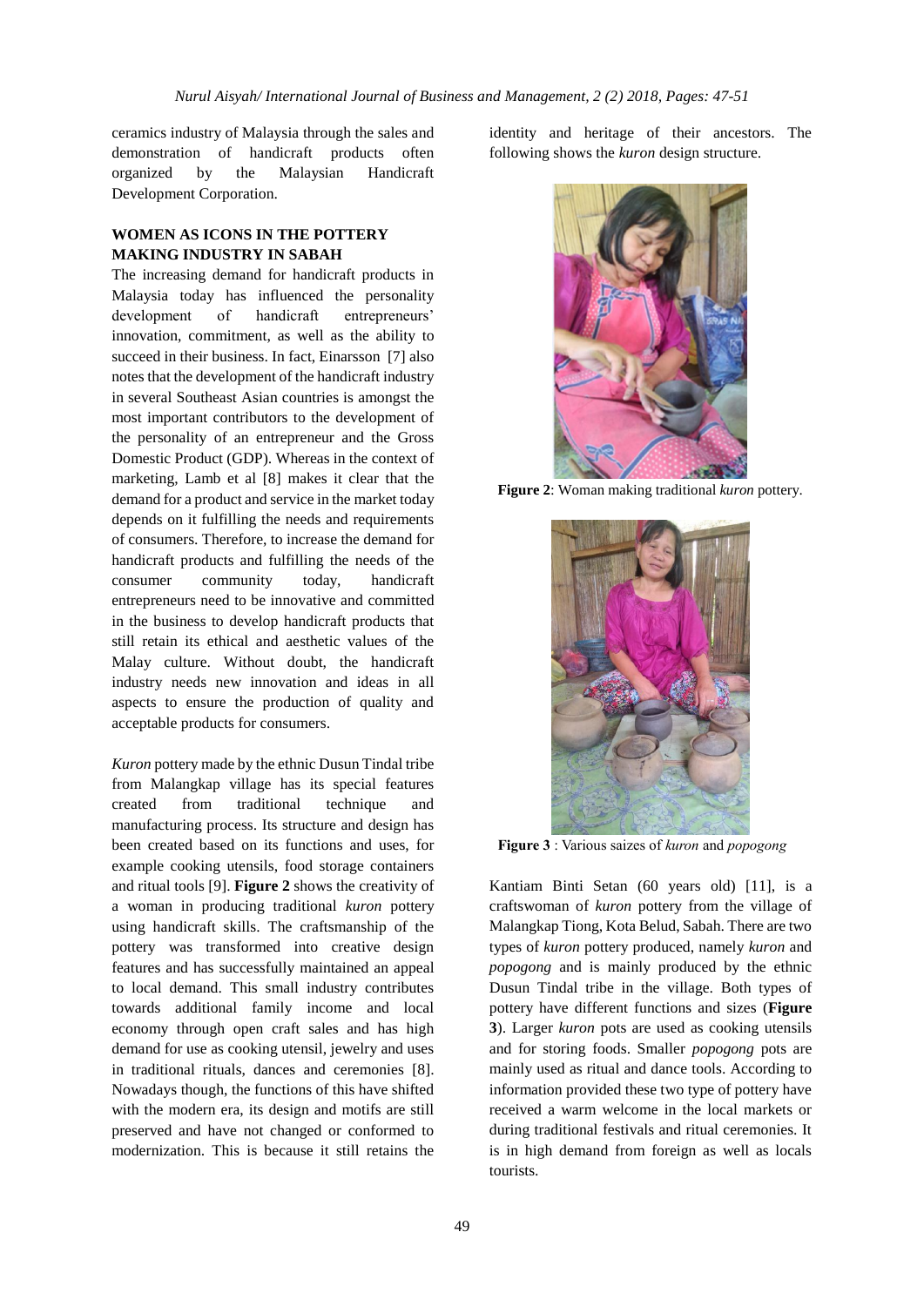ceramics industry of Malaysia through the sales and demonstration of handicraft products often organized by the Malaysian Handicraft Development Corporation.

## WOMEN AS ICONS IN THE POTTERY MAKING INDUSTRY IN SABAH

The increasing demand for handicraft products in Malaysia today has influenced the personality development of handicraft entrepreneurs' innovation, commitment, as well as the ability to succeed in their business. In fact, Einarsson [7] also notes that the development of the handicraft industry in several Southeast Asian countries is amongst the most important contributors to the development of the personality of an entrepreneur and the Gross Domestic Product (GDP). Whereas in the context of marketing, Lamb et al [8] makes it clear that the demand for a product and service in the market today depends on it fulfilling the needs and requirements of consumers. Therefore, to increase the demand for handicraft products and fulfilling the needs of the consumer community today, handicraft entrepreneurs need to be innovative and committed in the business to develop handicraft products that still retain its ethical and aesthetic values of the Malay culture. Without doubt, the handicraft industry needs new innovation and ideas in all aspects to ensure the production of quality and acceptable products for consumers.

*Kuron* pottery made by the ethnic Dusun Tindal tribe from Malangkap village has its special features created from traditional technique and manufacturing process. Its structure and design has been created based on its functions and uses, for example cooking utensils, food storage containers and ritual tools [9]. **Figure 2** shows the creativity of a woman in producing traditional *kuron* pottery using handicraft skills. The craftsmanship of the pottery was transformed into creative design features and has successfully maintained an appeal to local demand. This small industry contributes towards additional family income and local economy through open craft sales and has high demand for use as cooking utensil, jewelry and uses in traditional rituals, dances and ceremonies [8]. Nowadays though, the functions of this have shifted with the modern era, its design and motifs are still preserved and have not changed or conformed to modernization. This is because it still retains the identity and heritage of their ancestors. The following shows the *kuron* design structure.

**Figure 2**: Woman making traditional *kuron* pottery.

**Figure 3** : Various saizes of *kuron* and *popogong*

Kantiam Binti Setan (60 years old) [11], is a craftswoman of *kuron* pottery from the village of Malangkap Tiong, Kota Belud, Sabah. There are two types of *kuron* pottery produced, namely *kuron* and *popogong* and is mainly produced by the ethnic Dusun Tindal tribe in the village. Both types of pottery have different functions and sizes (**Figure 3**). Larger *kuron* pots are used as cooking utensils and for storing foods. Smaller *popogong* pots are mainly used as ritual and dance tools. According to information provided these two type of pottery have received a warm welcome in the local markets or during traditional festivals and ritual ceremonies. It is in high demand from foreign as well as locals tourists.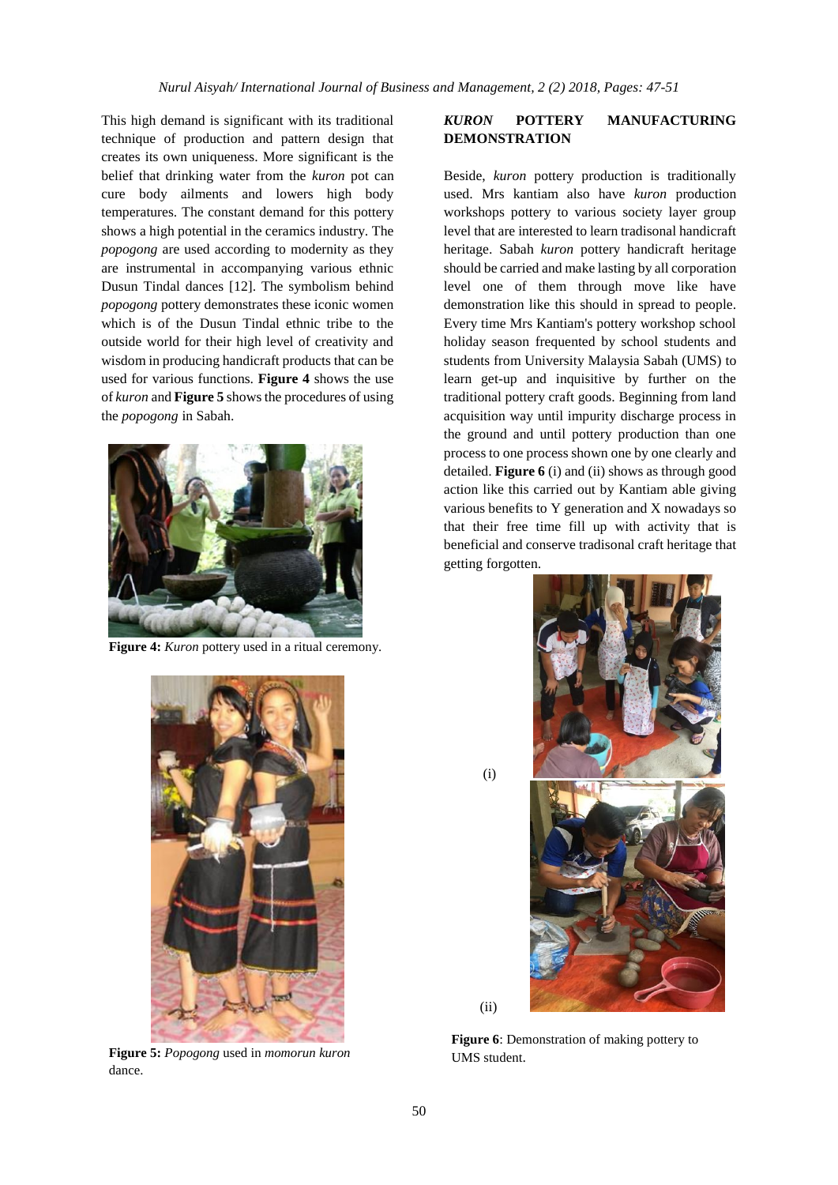This high demand is significant with its traditional technique of production and pattern design that creates its own uniqueness. More significant is the belief that drinking water from the *kuron* pot can cure body ailments and lowers high body temperatures. The constant demand for this pottery shows a high potential in the ceramics industry. The *popogong* are used according to modernity as they are instrumental in accompanying various ethnic Dusun Tindal dances [12]. The symbolism behind *popogong* pottery demonstrates these iconic women which is of the Dusun Tindal ethnic tribe to the outside world for their high level of creativity and wisdom in producing handicraft products that can be used for various functions. **Figure 4** shows the use of *kuron* and **Figure 5** shows the procedures of using the *popogong* in Sabah.

**Figure 4:** *Kuron* pottery used in a ritual ceremony.

**Figure 5:** *Popogong* used in *momorun kuron* dance.

## *KURON* POTTERY MANUFACTURING DEMONSTRATION

Beside, *kuron* pottery production is traditionally used. Mrs kantiam also have *kuron* production workshops pottery to various society layer group level that are interested to learn tradisonal handicraft heritage. Sabah *kuron* pottery handicraft heritage should be carried and make lasting by all corporation level one of them through move like have demonstration like this should in spread to people. Every time Mrs Kantiam's pottery workshop school holiday season frequented by school students and students from University Malaysia Sabah (UMS) to learn get-up and inquisitive by further on the traditional pottery craft goods. Beginning from land acquisition way until impurity discharge process in the ground and until pottery production than one process to one process shown one by one clearly and detailed. **Figure 6** (i) and (ii) shows as through good action like this carried out by Kantiam able giving various benefits to Y generation and X nowadays so that their free time fill up with activity that is beneficial and conserve tradisonal craft heritage that getting forgotten.

(i)

(ii)

**Figure 6**: Demonstration of making pottery to UMS student.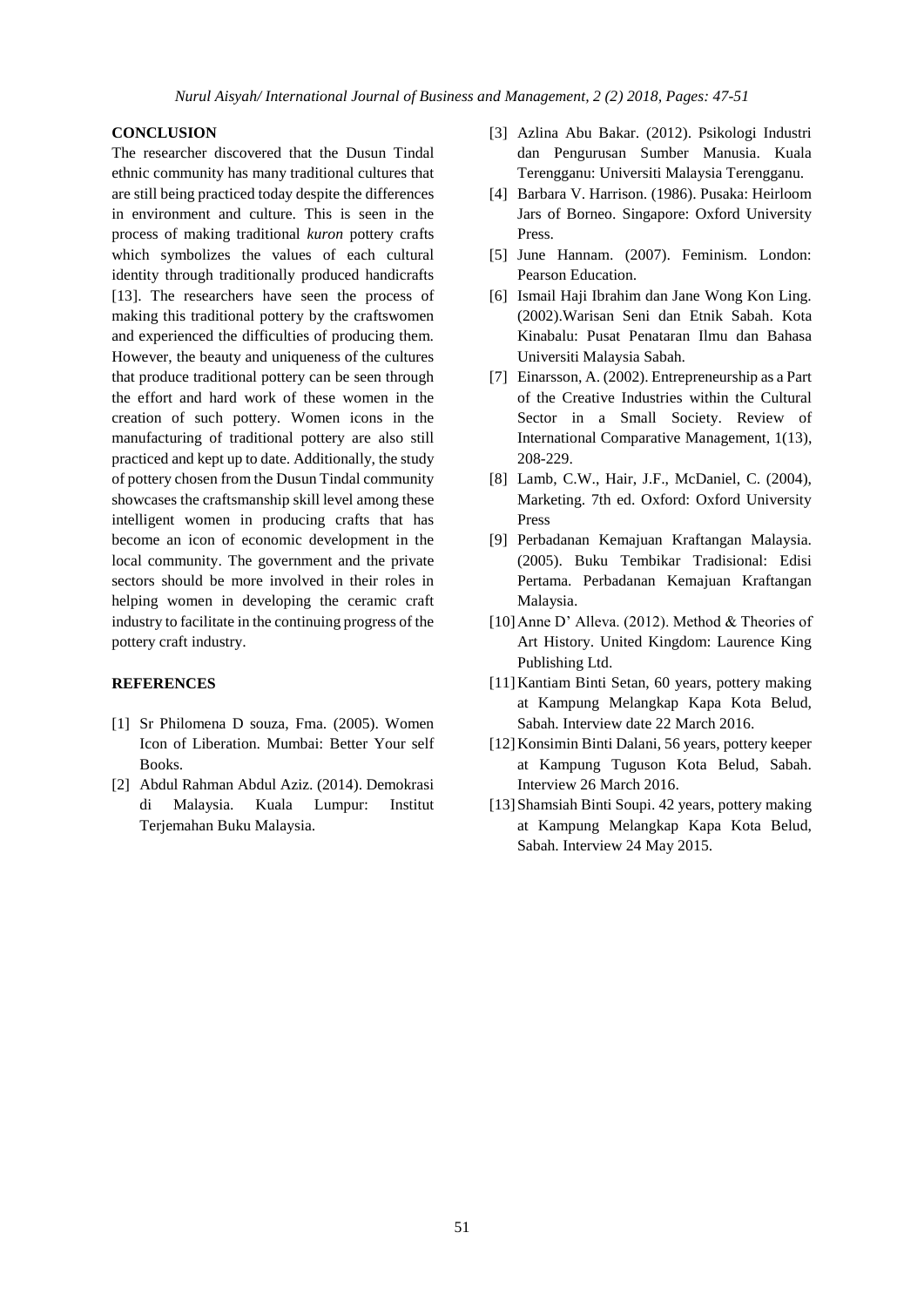## CONCLUSION

The researcher discovered that the Dusun Tindal ethnic community has many traditional cultures that are still being practiced today despite the differences in environment and culture. This is seen in the process of making traditional *kuron* pottery crafts which symbolizes the values of each cultural identity through traditionally produced handicrafts [13]. The researchers have seen the process of making this traditional pottery by the craftswomen and experienced the difficulties of producing them. However, the beauty and uniqueness of the cultures that produce traditional pottery can be seen through the effort and hard work of these women in the creation of such pottery. Women icons in the manufacturing of traditional pottery are also still practiced and kept up to date. Additionally, the study of pottery chosen from the Dusun Tindal community showcases the craftsmanship skill level among these intelligent women in producing crafts that has become an icon of economic development in the local community. The government and the private sectors should be more involved in their roles in helping women in developing the ceramic craft industry to facilitate in the continuing progress of the pottery craft industry.

## REFERENCES

[1] Sr Philomena D souza, Fma. (2005). Women Icon of Liberation. Mumbai: Better Your self Books.

[2] Abdul Rahman Abdul Aziz. (2014). Demokrasi di Malaysia. Kuala Lumpur: Institut Terjemahan Buku Malaysia.

[3] Azlina Abu Bakar. (2012). Psikologi Industri dan Pengurusan Sumber Manusia. Kuala Terengganu: Universiti Malaysia Terengganu.

[4] Barbara V. Harrison. (1986). Pusaka: Heirloom Jars of Borneo. Singapore: Oxford University Press.

[5] June Hannam. (2007). Feminism. London: Pearson Education.

[6] Ismail Haji Ibrahim dan Jane Wong Kon Ling. (2002).Warisan Seni dan Etnik Sabah. Kota Kinabalu: Pusat Penataran Ilmu dan Bahasa Universiti Malaysia Sabah.

[7] Einarsson, A. (2002). Entrepreneurship as a Part of the Creative Industries within the Cultural Sector in a Small Society. Review of International Comparative Management, 1(13), 208-229.

[8] Lamb, C.W., Hair, J.F., McDaniel, C. (2004), Marketing. 7th ed. Oxford: Oxford University Press

[9] Perbadanan Kemajuan Kraftangan Malaysia. (2005). Buku Tembikar Tradisional: Edisi Pertama. Perbadanan Kemajuan Kraftangan Malaysia.

[10] Anne D' Alleva. (2012). Method & Theories of Art History. United Kingdom: Laurence King Publishing Ltd.

[11] Kantiam Binti Setan, 60 years, pottery making at Kampung Melangkap Kapa Kota Belud, Sabah. Interview date 22 March 2016.

[12] Konsimin Binti Dalani, 56 years, pottery keeper at Kampung Tuguson Kota Belud, Sabah. Interview 26 March 2016.

[13] Shamsiah Binti Soupi. 42 years, pottery making at Kampung Melangkap Kapa Kota Belud, Sabah. Interview 24 May 2015.